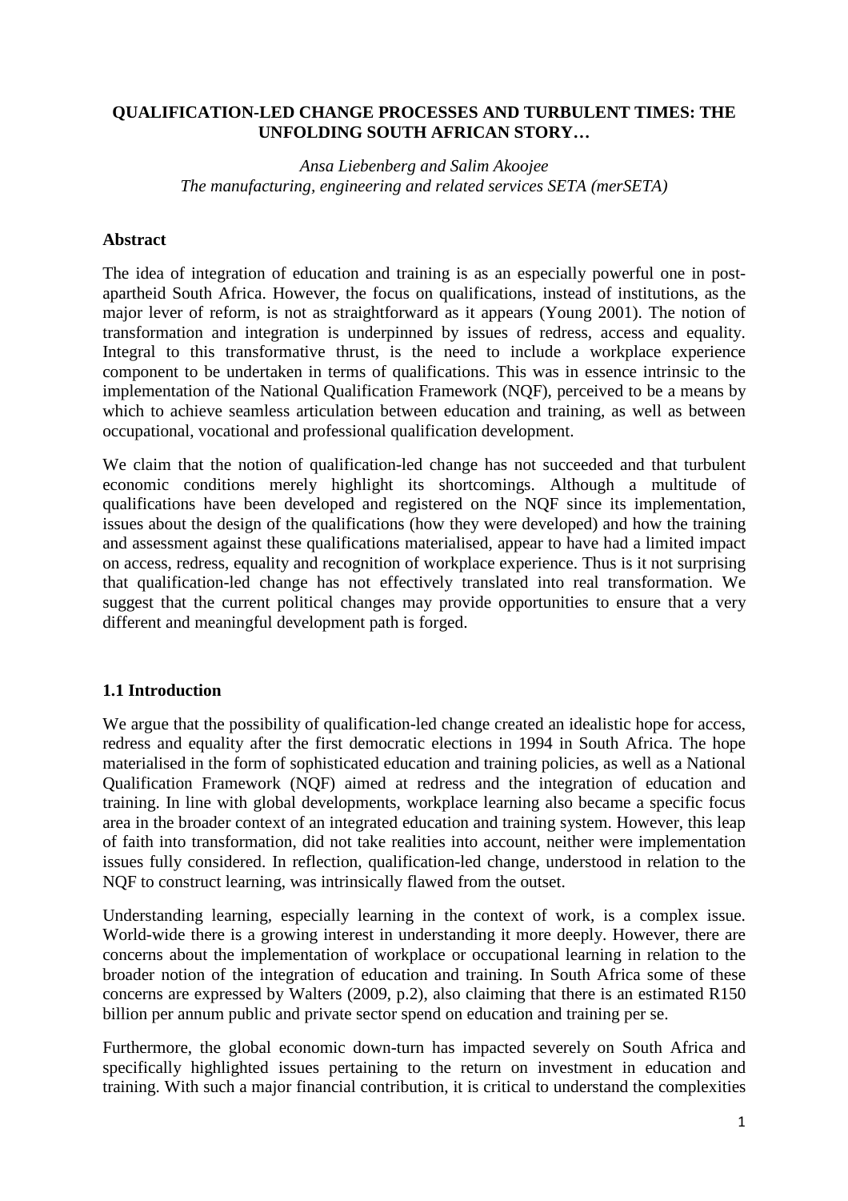# QUALIFICATION-LED CHANGE PROCESSES AND TURBULENT TIMES: THE UNFOLDING SOUTH AFRICAN STORY…

*Ansa Liebenberg and Salim Akoojee*
*The manufacturing, engineering and related services SETA (merSETA)*

## Abstract

The idea of integration of education and training is as an especially powerful one in post-apartheid South Africa. However, the focus on qualifications, instead of institutions, as the major lever of reform, is not as straightforward as it appears (Young 2001). The notion of transformation and integration is underpinned by issues of redress, access and equality. Integral to this transformative thrust, is the need to include a workplace experience component to be undertaken in terms of qualifications. This was in essence intrinsic to the implementation of the National Qualification Framework (NQF), perceived to be a means by which to achieve seamless articulation between education and training, as well as between occupational, vocational and professional qualification development.

We claim that the notion of qualification-led change has not succeeded and that turbulent economic conditions merely highlight its shortcomings. Although a multitude of qualifications have been developed and registered on the NQF since its implementation, issues about the design of the qualifications (how they were developed) and how the training and assessment against these qualifications materialised, appear to have had a limited impact on access, redress, equality and recognition of workplace experience. Thus is it not surprising that qualification-led change has not effectively translated into real transformation. We suggest that the current political changes may provide opportunities to ensure that a very different and meaningful development path is forged.

## 1.1 Introduction

We argue that the possibility of qualification-led change created an idealistic hope for access, redress and equality after the first democratic elections in 1994 in South Africa. The hope materialised in the form of sophisticated education and training policies, as well as a National Qualification Framework (NQF) aimed at redress and the integration of education and training. In line with global developments, workplace learning also became a specific focus area in the broader context of an integrated education and training system. However, this leap of faith into transformation, did not take realities into account, neither were implementation issues fully considered. In reflection, qualification-led change, understood in relation to the NQF to construct learning, was intrinsically flawed from the outset.

Understanding learning, especially learning in the context of work, is a complex issue. World-wide there is a growing interest in understanding it more deeply. However, there are concerns about the implementation of workplace or occupational learning in relation to the broader notion of the integration of education and training. In South Africa some of these concerns are expressed by Walters (2009, p.2), also claiming that there is an estimated R150 billion per annum public and private sector spend on education and training per se.

Furthermore, the global economic down-turn has impacted severely on South Africa and specifically highlighted issues pertaining to the return on investment in education and training. With such a major financial contribution, it is critical to understand the complexities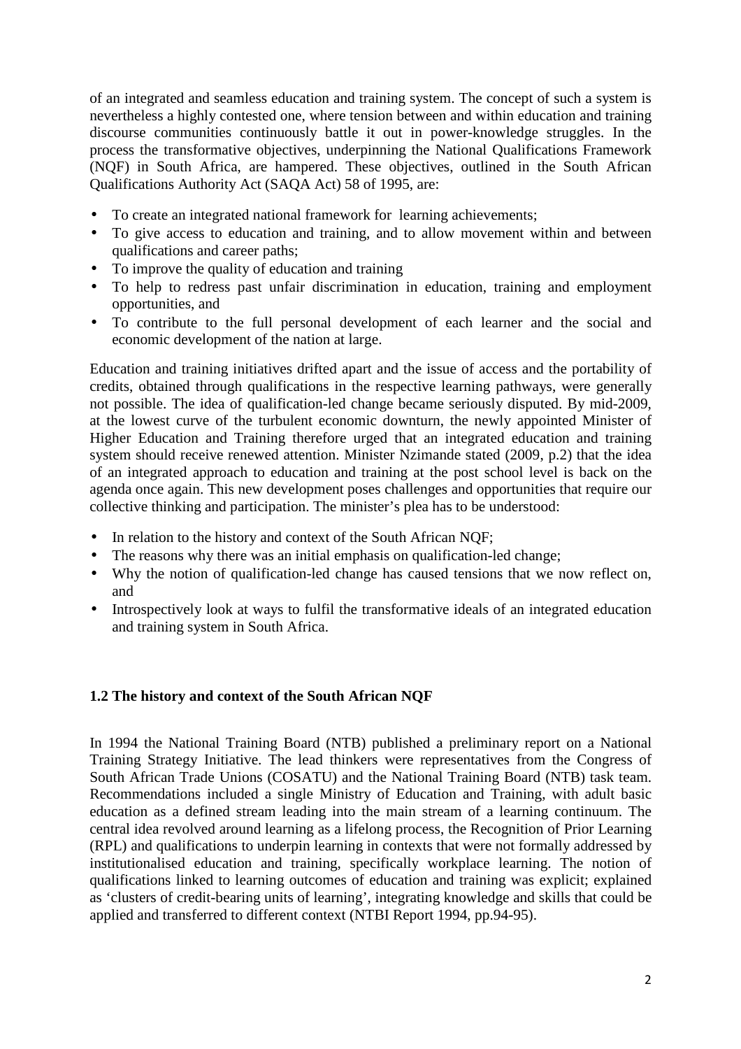of an integrated and seamless education and training system. The concept of such a system is nevertheless a highly contested one, where tension between and within education and training discourse communities continuously battle it out in power-knowledge struggles. In the process the transformative objectives, underpinning the National Qualifications Framework (NQF) in South Africa, are hampered. These objectives, outlined in the South African Qualifications Authority Act (SAQA Act) 58 of 1995, are:

- To create an integrated national framework for learning achievements;
- To give access to education and training, and to allow movement within and between qualifications and career paths;
- To improve the quality of education and training
- To help to redress past unfair discrimination in education, training and employment opportunities, and
- To contribute to the full personal development of each learner and the social and economic development of the nation at large.

Education and training initiatives drifted apart and the issue of access and the portability of credits, obtained through qualifications in the respective learning pathways, were generally not possible. The idea of qualification-led change became seriously disputed. By mid-2009, at the lowest curve of the turbulent economic downturn, the newly appointed Minister of Higher Education and Training therefore urged that an integrated education and training system should receive renewed attention. Minister Nzimande stated (2009, p.2) that the idea of an integrated approach to education and training at the post school level is back on the agenda once again. This new development poses challenges and opportunities that require our collective thinking and participation. The minister's plea has to be understood:

- In relation to the history and context of the South African NQF;
- The reasons why there was an initial emphasis on qualification-led change;
- Why the notion of qualification-led change has caused tensions that we now reflect on, and
- Introspectively look at ways to fulfil the transformative ideals of an integrated education and training system in South Africa.

## 1.2 The history and context of the South African NQF

In 1994 the National Training Board (NTB) published a preliminary report on a National Training Strategy Initiative. The lead thinkers were representatives from the Congress of South African Trade Unions (COSATU) and the National Training Board (NTB) task team. Recommendations included a single Ministry of Education and Training, with adult basic education as a defined stream leading into the main stream of a learning continuum. The central idea revolved around learning as a lifelong process, the Recognition of Prior Learning (RPL) and qualifications to underpin learning in contexts that were not formally addressed by institutionalised education and training, specifically workplace learning. The notion of qualifications linked to learning outcomes of education and training was explicit; explained as 'clusters of credit-bearing units of learning', integrating knowledge and skills that could be applied and transferred to different context (NTBI Report 1994, pp.94-95).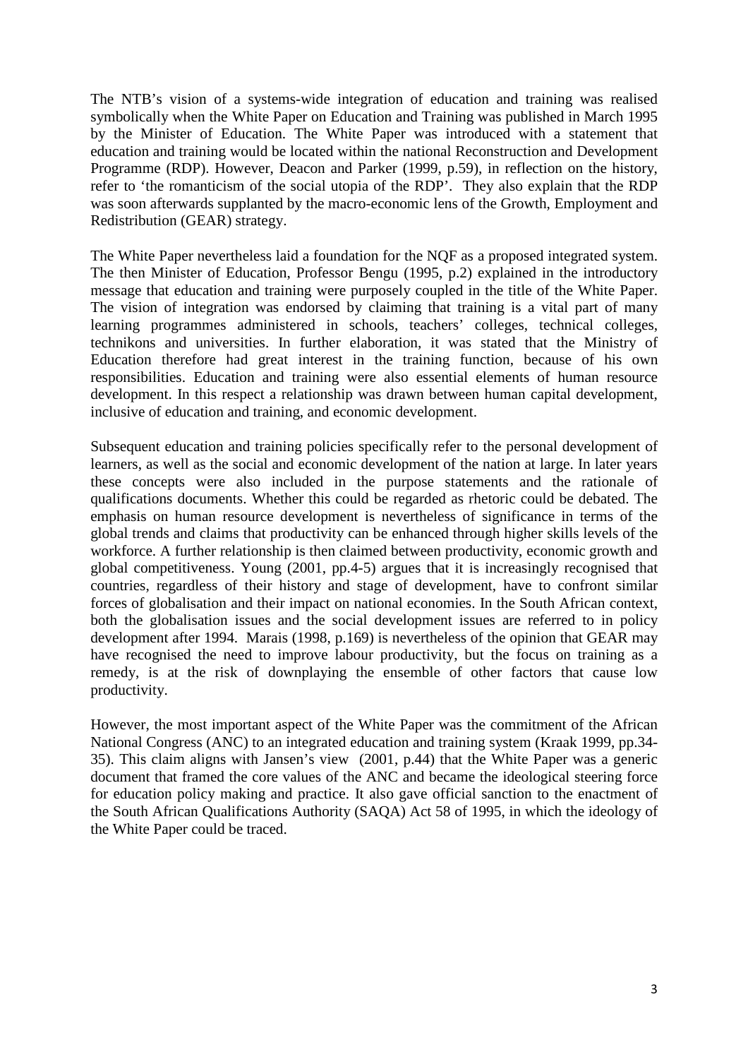The NTB's vision of a systems-wide integration of education and training was realised symbolically when the White Paper on Education and Training was published in March 1995 by the Minister of Education. The White Paper was introduced with a statement that education and training would be located within the national Reconstruction and Development Programme (RDP). However, Deacon and Parker (1999, p.59), in reflection on the history, refer to 'the romanticism of the social utopia of the RDP'. They also explain that the RDP was soon afterwards supplanted by the macro-economic lens of the Growth, Employment and Redistribution (GEAR) strategy.

The White Paper nevertheless laid a foundation for the NQF as a proposed integrated system. The then Minister of Education, Professor Bengu (1995, p.2) explained in the introductory message that education and training were purposely coupled in the title of the White Paper. The vision of integration was endorsed by claiming that training is a vital part of many learning programmes administered in schools, teachers' colleges, technical colleges, technikons and universities. In further elaboration, it was stated that the Ministry of Education therefore had great interest in the training function, because of his own responsibilities. Education and training were also essential elements of human resource development. In this respect a relationship was drawn between human capital development, inclusive of education and training, and economic development.

Subsequent education and training policies specifically refer to the personal development of learners, as well as the social and economic development of the nation at large. In later years these concepts were also included in the purpose statements and the rationale of qualifications documents. Whether this could be regarded as rhetoric could be debated. The emphasis on human resource development is nevertheless of significance in terms of the global trends and claims that productivity can be enhanced through higher skills levels of the workforce. A further relationship is then claimed between productivity, economic growth and global competitiveness. Young (2001, pp.4-5) argues that it is increasingly recognised that countries, regardless of their history and stage of development, have to confront similar forces of globalisation and their impact on national economies. In the South African context, both the globalisation issues and the social development issues are referred to in policy development after 1994. Marais (1998, p.169) is nevertheless of the opinion that GEAR may have recognised the need to improve labour productivity, but the focus on training as a remedy, is at the risk of downplaying the ensemble of other factors that cause low productivity.

However, the most important aspect of the White Paper was the commitment of the African National Congress (ANC) to an integrated education and training system (Kraak 1999, pp.34-35). This claim aligns with Jansen's view (2001, p.44) that the White Paper was a generic document that framed the core values of the ANC and became the ideological steering force for education policy making and practice. It also gave official sanction to the enactment of the South African Qualifications Authority (SAQA) Act 58 of 1995, in which the ideology of the White Paper could be traced.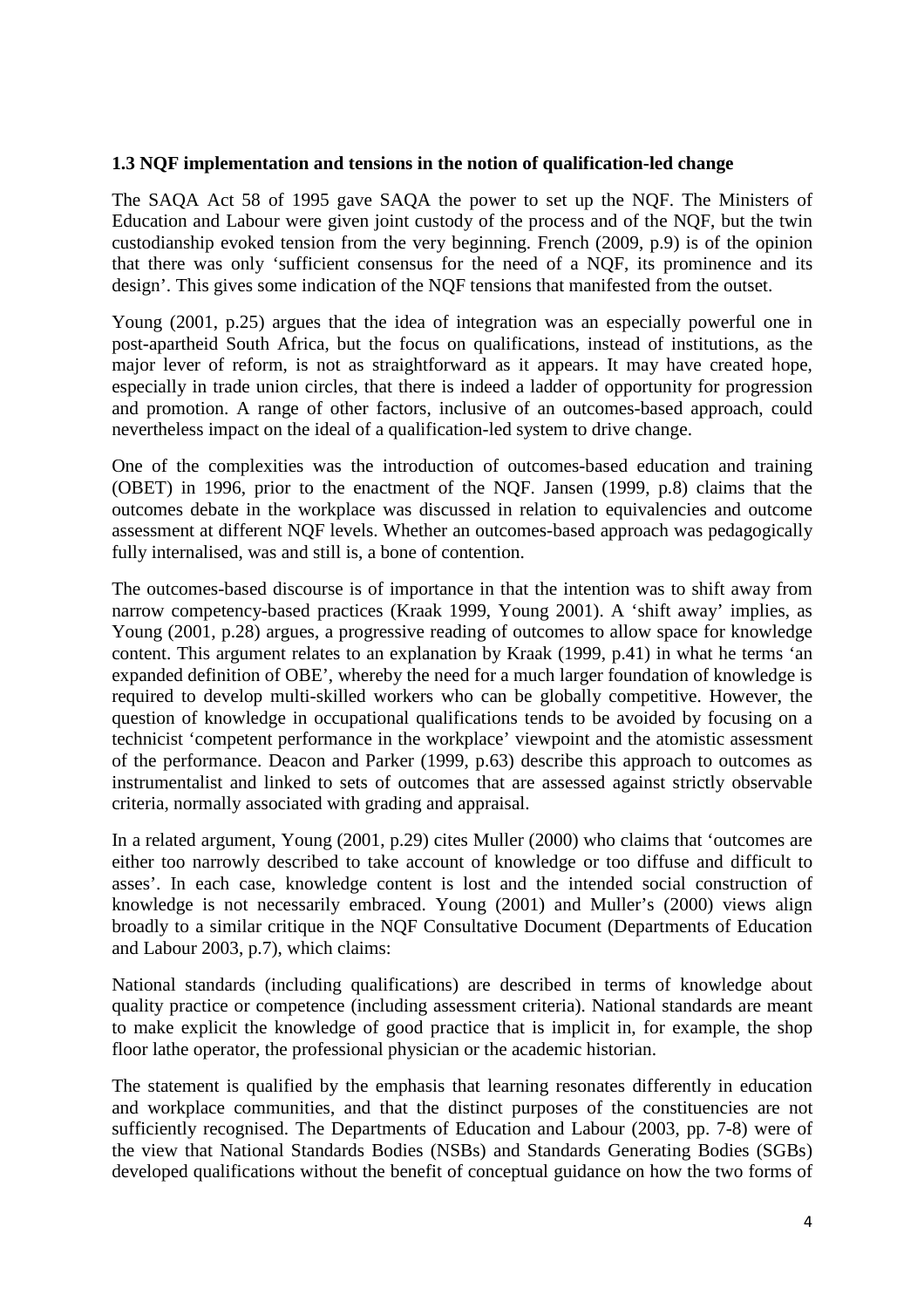### 1.3 NQF implementation and tensions in the notion of qualification-led change

The SAQA Act 58 of 1995 gave SAQA the power to set up the NQF. The Ministers of Education and Labour were given joint custody of the process and of the NQF, but the twin custodianship evoked tension from the very beginning. French (2009, p.9) is of the opinion that there was only 'sufficient consensus for the need of a NQF, its prominence and its design'. This gives some indication of the NQF tensions that manifested from the outset.

Young (2001, p.25) argues that the idea of integration was an especially powerful one in post-apartheid South Africa, but the focus on qualifications, instead of institutions, as the major lever of reform, is not as straightforward as it appears. It may have created hope, especially in trade union circles, that there is indeed a ladder of opportunity for progression and promotion. A range of other factors, inclusive of an outcomes-based approach, could nevertheless impact on the ideal of a qualification-led system to drive change.

One of the complexities was the introduction of outcomes-based education and training (OBET) in 1996, prior to the enactment of the NQF. Jansen (1999, p.8) claims that the outcomes debate in the workplace was discussed in relation to equivalencies and outcome assessment at different NQF levels. Whether an outcomes-based approach was pedagogically fully internalised, was and still is, a bone of contention.

The outcomes-based discourse is of importance in that the intention was to shift away from narrow competency-based practices (Kraak 1999, Young 2001). A 'shift away' implies, as Young (2001, p.28) argues, a progressive reading of outcomes to allow space for knowledge content. This argument relates to an explanation by Kraak (1999, p.41) in what he terms 'an expanded definition of OBE', whereby the need for a much larger foundation of knowledge is required to develop multi-skilled workers who can be globally competitive. However, the question of knowledge in occupational qualifications tends to be avoided by focusing on a technicist 'competent performance in the workplace' viewpoint and the atomistic assessment of the performance. Deacon and Parker (1999, p.63) describe this approach to outcomes as instrumentalist and linked to sets of outcomes that are assessed against strictly observable criteria, normally associated with grading and appraisal.

In a related argument, Young (2001, p.29) cites Muller (2000) who claims that 'outcomes are either too narrowly described to take account of knowledge or too diffuse and difficult to asses'. In each case, knowledge content is lost and the intended social construction of knowledge is not necessarily embraced. Young (2001) and Muller's (2000) views align broadly to a similar critique in the NQF Consultative Document (Departments of Education and Labour 2003, p.7), which claims:

National standards (including qualifications) are described in terms of knowledge about quality practice or competence (including assessment criteria). National standards are meant to make explicit the knowledge of good practice that is implicit in, for example, the shop floor lathe operator, the professional physician or the academic historian.

The statement is qualified by the emphasis that learning resonates differently in education and workplace communities, and that the distinct purposes of the constituencies are not sufficiently recognised. The Departments of Education and Labour (2003, pp. 7-8) were of the view that National Standards Bodies (NSBs) and Standards Generating Bodies (SGBs) developed qualifications without the benefit of conceptual guidance on how the two forms of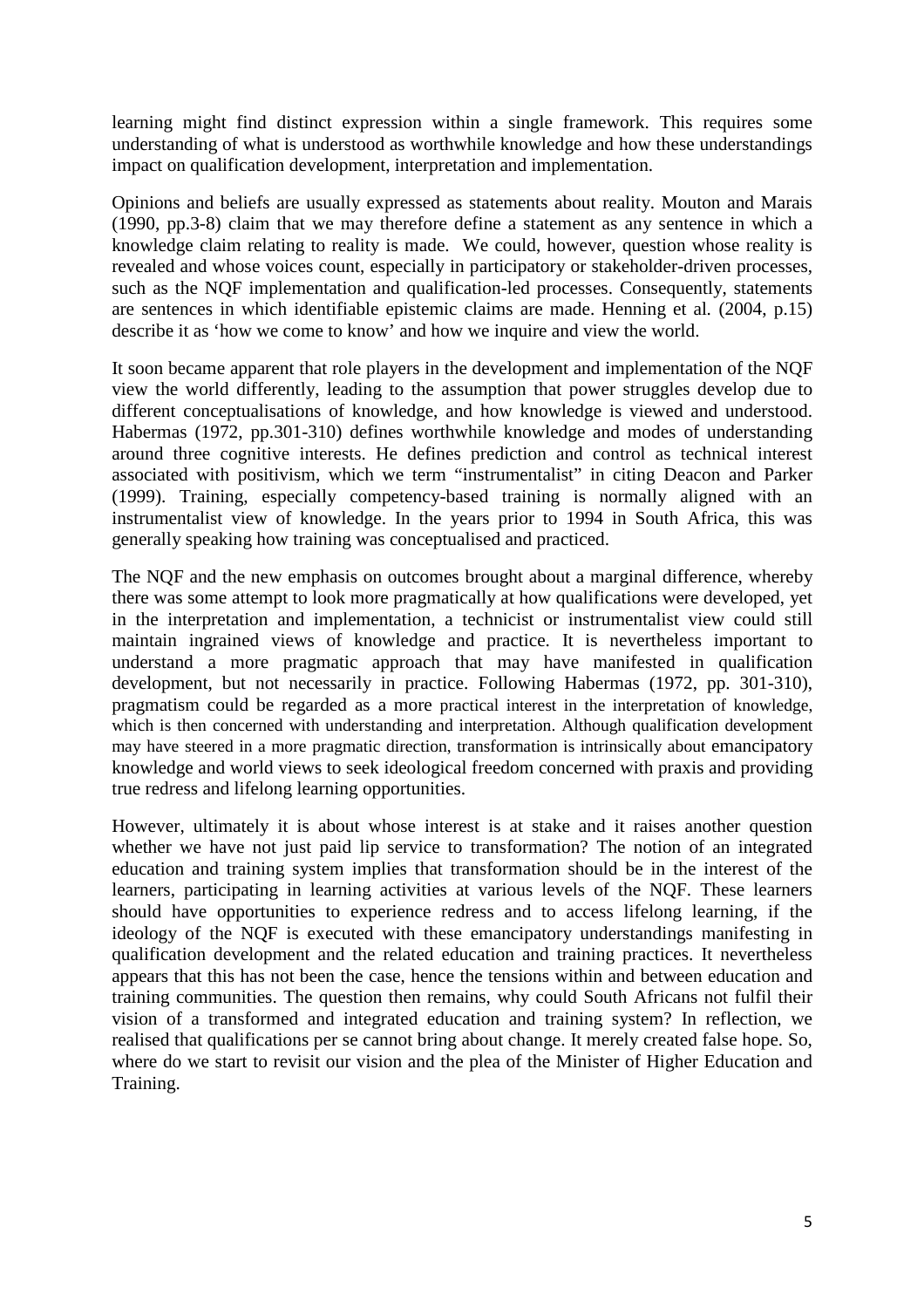learning might find distinct expression within a single framework. This requires some understanding of what is understood as worthwhile knowledge and how these understandings impact on qualification development, interpretation and implementation.

Opinions and beliefs are usually expressed as statements about reality. Mouton and Marais (1990, pp.3-8) claim that we may therefore define a statement as any sentence in which a knowledge claim relating to reality is made. We could, however, question whose reality is revealed and whose voices count, especially in participatory or stakeholder-driven processes, such as the NQF implementation and qualification-led processes. Consequently, statements are sentences in which identifiable epistemic claims are made. Henning et al. (2004, p.15) describe it as 'how we come to know' and how we inquire and view the world.

It soon became apparent that role players in the development and implementation of the NQF view the world differently, leading to the assumption that power struggles develop due to different conceptualisations of knowledge, and how knowledge is viewed and understood. Habermas (1972, pp.301-310) defines worthwhile knowledge and modes of understanding around three cognitive interests. He defines prediction and control as technical interest associated with positivism, which we term "instrumentalist" in citing Deacon and Parker (1999). Training, especially competency-based training is normally aligned with an instrumentalist view of knowledge. In the years prior to 1994 in South Africa, this was generally speaking how training was conceptualised and practiced.

The NQF and the new emphasis on outcomes brought about a marginal difference, whereby there was some attempt to look more pragmatically at how qualifications were developed, yet in the interpretation and implementation, a technicist or instrumentalist view could still maintain ingrained views of knowledge and practice. It is nevertheless important to understand a more pragmatic approach that may have manifested in qualification development, but not necessarily in practice. Following Habermas (1972, pp. 301-310), pragmatism could be regarded as a more practical interest in the interpretation of knowledge, which is then concerned with understanding and interpretation. Although qualification development may have steered in a more pragmatic direction, transformation is intrinsically about emancipatory knowledge and world views to seek ideological freedom concerned with praxis and providing true redress and lifelong learning opportunities.

However, ultimately it is about whose interest is at stake and it raises another question whether we have not just paid lip service to transformation? The notion of an integrated education and training system implies that transformation should be in the interest of the learners, participating in learning activities at various levels of the NQF. These learners should have opportunities to experience redress and to access lifelong learning, if the ideology of the NQF is executed with these emancipatory understandings manifesting in qualification development and the related education and training practices. It nevertheless appears that this has not been the case, hence the tensions within and between education and training communities. The question then remains, why could South Africans not fulfil their vision of a transformed and integrated education and training system? In reflection, we realised that qualifications per se cannot bring about change. It merely created false hope. So, where do we start to revisit our vision and the plea of the Minister of Higher Education and Training.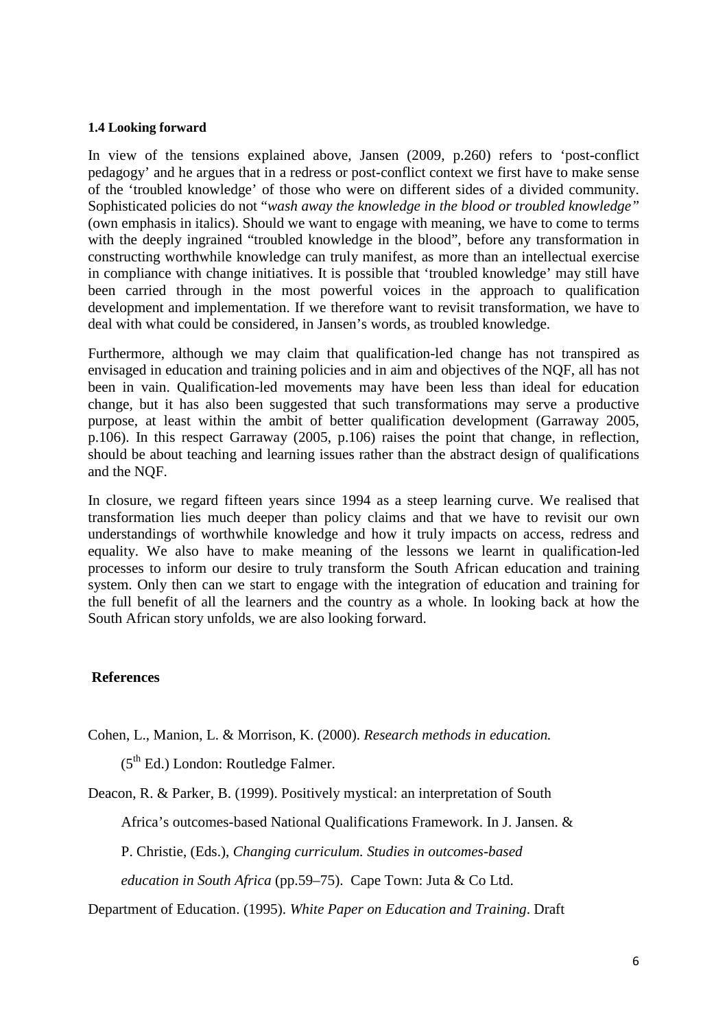### 1.4 Looking forward

In view of the tensions explained above, Jansen (2009, p.260) refers to 'post-conflict pedagogy' and he argues that in a redress or post-conflict context we first have to make sense of the 'troubled knowledge' of those who were on different sides of a divided community. Sophisticated policies do not "*wash away the knowledge in the blood or troubled knowledge"* (own emphasis in italics). Should we want to engage with meaning, we have to come to terms with the deeply ingrained "troubled knowledge in the blood", before any transformation in constructing worthwhile knowledge can truly manifest, as more than an intellectual exercise in compliance with change initiatives. It is possible that 'troubled knowledge' may still have been carried through in the most powerful voices in the approach to qualification development and implementation. If we therefore want to revisit transformation, we have to deal with what could be considered, in Jansen's words, as troubled knowledge.

Furthermore, although we may claim that qualification-led change has not transpired as envisaged in education and training policies and in aim and objectives of the NQF, all has not been in vain. Qualification-led movements may have been less than ideal for education change, but it has also been suggested that such transformations may serve a productive purpose, at least within the ambit of better qualification development (Garraway 2005, p.106). In this respect Garraway (2005, p.106) raises the point that change, in reflection, should be about teaching and learning issues rather than the abstract design of qualifications and the NQF.

In closure, we regard fifteen years since 1994 as a steep learning curve. We realised that transformation lies much deeper than policy claims and that we have to revisit our own understandings of worthwhile knowledge and how it truly impacts on access, redress and equality. We also have to make meaning of the lessons we learnt in qualification-led processes to inform our desire to truly transform the South African education and training system. Only then can we start to engage with the integration of education and training for the full benefit of all the learners and the country as a whole. In looking back at how the South African story unfolds, we are also looking forward.

### References

Cohen, L., Manion, L. & Morrison, K. (2000). *Research methods in education.* (5th Ed.) London: Routledge Falmer.

Deacon, R. & Parker, B. (1999). Positively mystical: an interpretation of South Africa's outcomes-based National Qualifications Framework. In J. Jansen. & P. Christie, (Eds.), *Changing curriculum. Studies in outcomes-based education in South Africa* (pp.59–75). Cape Town: Juta & Co Ltd.

Department of Education. (1995). *White Paper on Education and Training*. Draft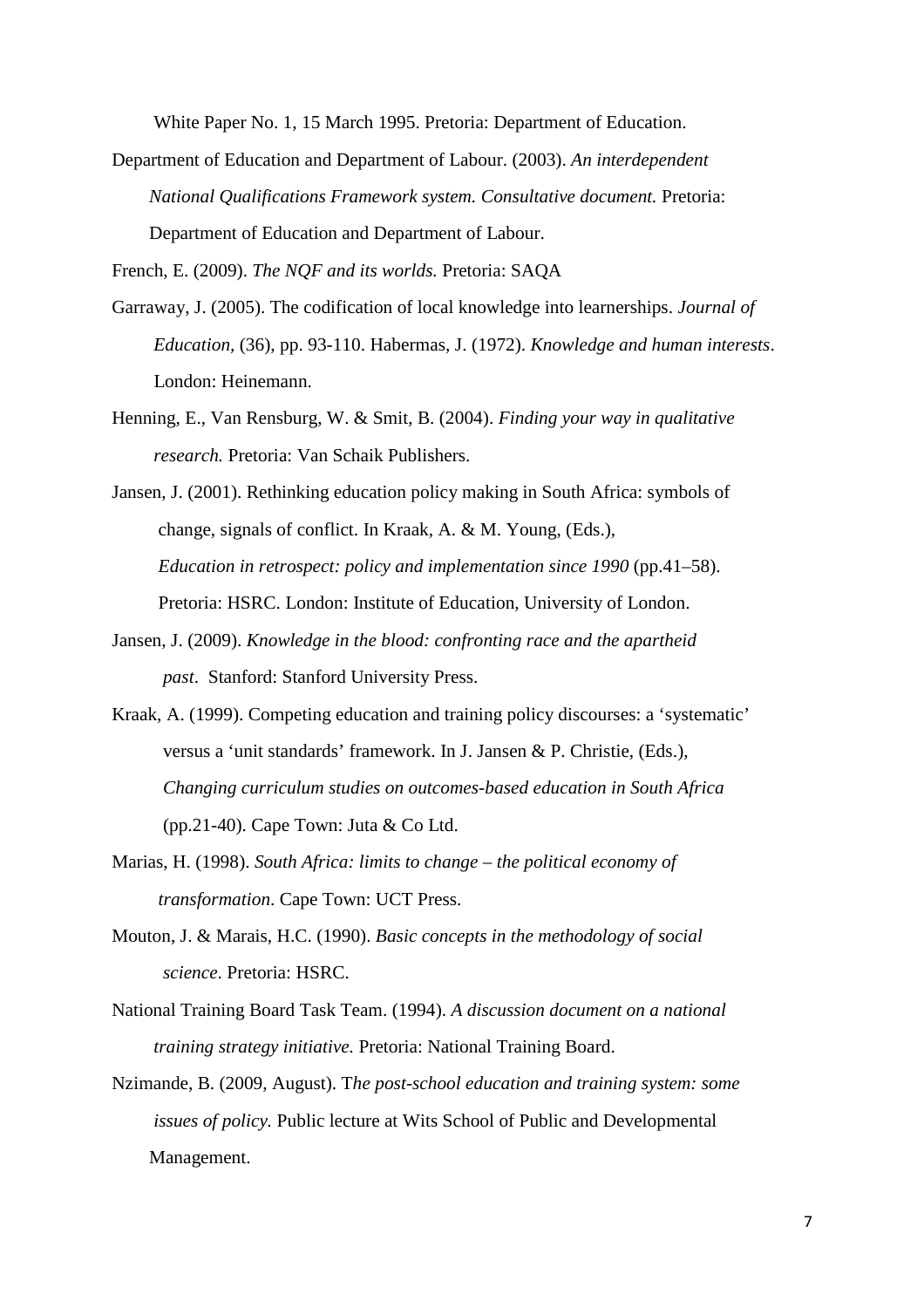White Paper No. 1, 15 March 1995. Pretoria: Department of Education.

Department of Education and Department of Labour. (2003). *An interdependent National Qualifications Framework system. Consultative document.* Pretoria: Department of Education and Department of Labour.

French, E. (2009). *The NQF and its worlds.* Pretoria: SAQA

Garraway, J. (2005). The codification of local knowledge into learnerships. *Journal of Education,* (36), pp. 93-110. Habermas, J. (1972). *Knowledge and human interests*. London: Heinemann.

Henning, E., Van Rensburg, W. & Smit, B. (2004). *Finding your way in qualitative research.* Pretoria: Van Schaik Publishers.

Jansen, J. (2001). Rethinking education policy making in South Africa: symbols of change, signals of conflict. In Kraak, A. & M. Young, (Eds.), *Education in retrospect: policy and implementation since 1990* (pp.41–58). Pretoria: HSRC. London: Institute of Education, University of London.

Jansen, J. (2009). *Knowledge in the blood: confronting race and the apartheid past*. Stanford: Stanford University Press.

Kraak, A. (1999). Competing education and training policy discourses: a 'systematic' versus a 'unit standards' framework. In J. Jansen & P. Christie, (Eds.), *Changing curriculum studies on outcomes-based education in South Africa* (pp.21-40). Cape Town: Juta & Co Ltd.

Marias, H. (1998). *South Africa: limits to change – the political economy of transformation*. Cape Town: UCT Press.

Mouton, J. & Marais, H.C. (1990). *Basic concepts in the methodology of social science.* Pretoria: HSRC.

National Training Board Task Team. (1994). *A discussion document on a national training strategy initiative.* Pretoria: National Training Board.

Nzimande, B. (2009, August). T*he post-school education and training system: some issues of policy.* Public lecture at Wits School of Public and Developmental Management.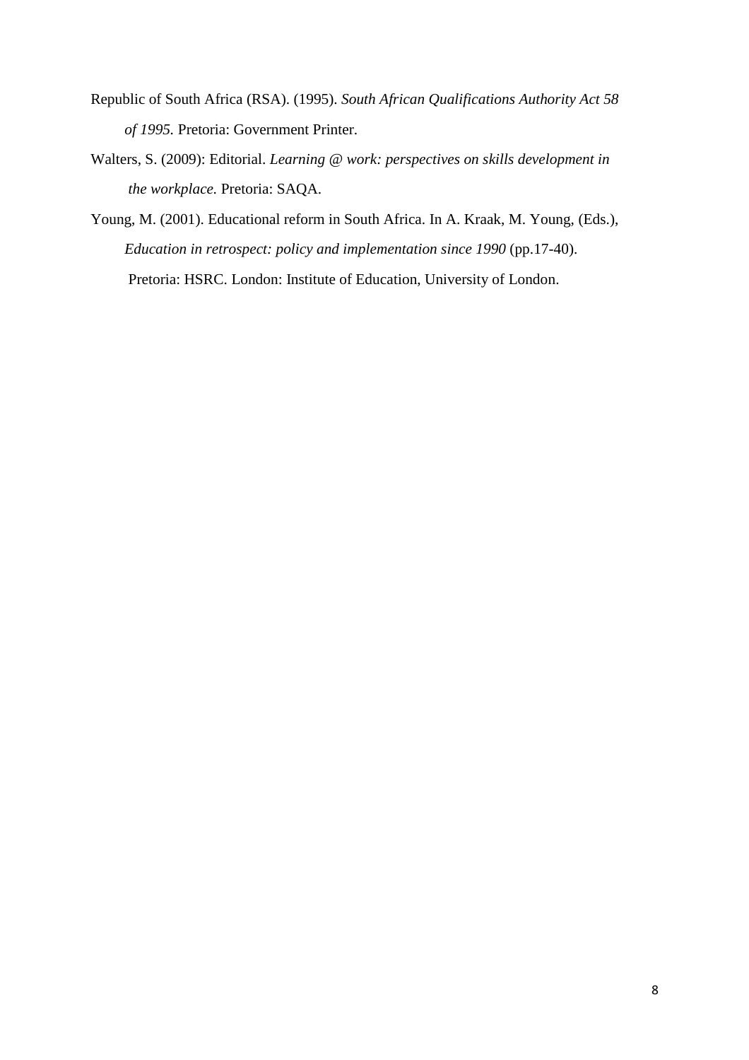Republic of South Africa (RSA). (1995). *South African Qualifications Authority Act 58 of 1995.* Pretoria: Government Printer.

Walters, S. (2009): Editorial. *Learning @ work: perspectives on skills development in the workplace.* Pretoria: SAQA.

Young, M. (2001). Educational reform in South Africa. In A. Kraak, M. Young, (Eds.), *Education in retrospect: policy and implementation since 1990* (pp.17-40). Pretoria: HSRC. London: Institute of Education, University of London.